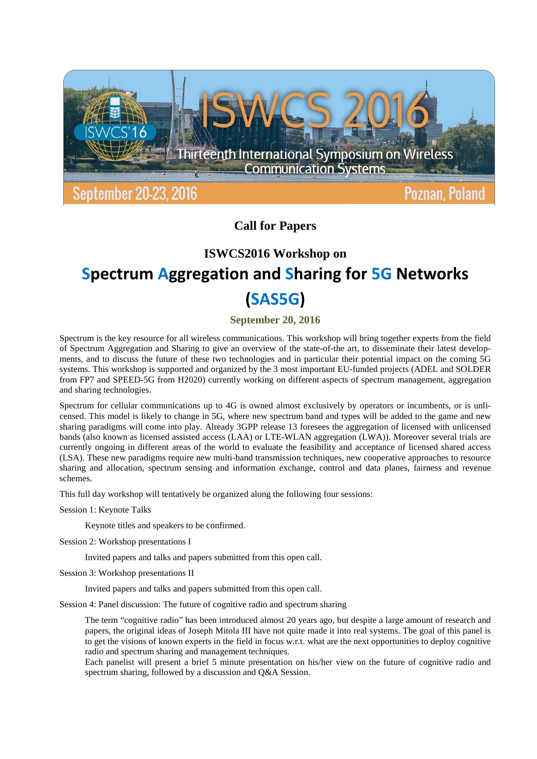ISWCS 2016

Thirteenth International Symposium on Wireless Communication Systems

September 20-23, 2016 Poznan, Poland

# Call for Papers

## ISWCS2016 Workshop on

# Spectrum Aggregation and Sharing for 5G Networks (SAS5G)

**September 20, 2016**

Spectrum is the key resource for all wireless communications. This workshop will bring together experts from the field of Spectrum Aggregation and Sharing to give an overview of the state-of-the art, to disseminate their latest developments, and to discuss the future of these two technologies and in particular their potential impact on the coming 5G systems. This workshop is supported and organized by the 3 most important EU-funded projects (ADEL and SOLDER from FP7 and SPEED-5G from H2020) currently working on different aspects of spectrum management, aggregation and sharing technologies.

Spectrum for cellular communications up to 4G is owned almost exclusively by operators or incumbents, or is unlicensed. This model is likely to change in 5G, where new spectrum band and types will be added to the game and new sharing paradigms will come into play. Already 3GPP release 13 foresees the aggregation of licensed with unlicensed bands (also known as licensed assisted access (LAA) or LTE-WLAN aggregation (LWA)). Moreover several trials are currently ongoing in different areas of the world to evaluate the feasibility and acceptance of licensed shared access (LSA). These new paradigms require new multi-band transmission techniques, new cooperative approaches to resource sharing and allocation, spectrum sensing and information exchange, control and data planes, fairness and revenue schemes.

This full day workshop will tentatively be organized along the following four sessions:

Session 1: Keynote Talks

Keynote titles and speakers to be confirmed.

Session 2: Workshop presentations I

Invited papers and talks and papers submitted from this open call.

Session 3: Workshop presentations II

Invited papers and talks and papers submitted from this open call.

Session 4: Panel discussion: The future of cognitive radio and spectrum sharing

The term "cognitive radio" has been introduced almost 20 years ago, but despite a large amount of research and papers, the original ideas of Joseph Mitola III have not quite made it into real systems. The goal of this panel is to get the visions of known experts in the field in focus w.r.t. what are the next opportunities to deploy cognitive radio and spectrum sharing and management techniques.
Each panelist will present a brief 5 minute presentation on his/her view on the future of cognitive radio and spectrum sharing, followed by a discussion and Q&A Session.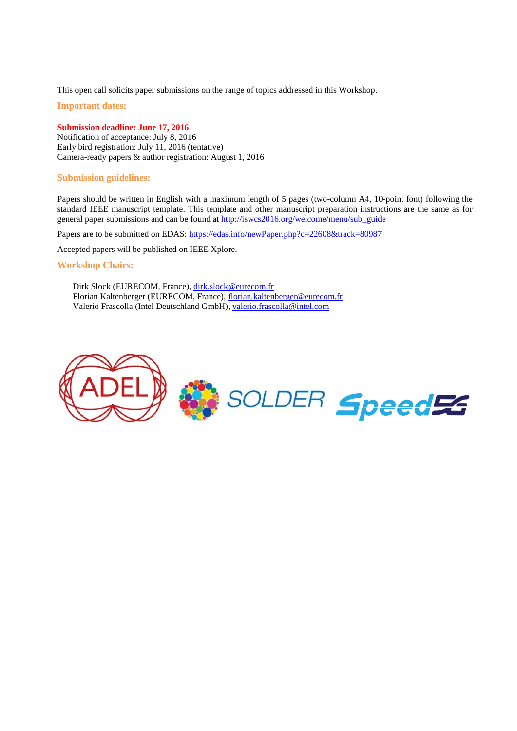This open call solicits paper submissions on the range of topics addressed in this Workshop.

## Important dates:

**Submission deadline: June 17, 2016**
Notification of acceptance: July 8, 2016
Early bird registration: July 11, 2016 (tentative)
Camera-ready papers & author registration: August 1, 2016

## Submission guidelines:

Papers should be written in English with a maximum length of 5 pages (two-column A4, 10-point font) following the standard IEEE manuscript template. This template and other manuscript preparation instructions are the same as for general paper submissions and can be found at http://iswcs2016.org/welcome/menu/sub_guide

Papers are to be submitted on EDAS: https://edas.info/newPaper.php?c=22608&track=80987

Accepted papers will be published on IEEE Xplore.

## Workshop Chairs:

Dirk Slock (EURECOM, France), dirk.slock@eurecom.fr
Florian Kaltenberger (EURECOM, France), florian.kaltenberger@eurecom.fr
Valerio Frascolla (Intel Deutschland GmbH), valerio.frascolla@intel.com

ADEL SOLDER Speed5G